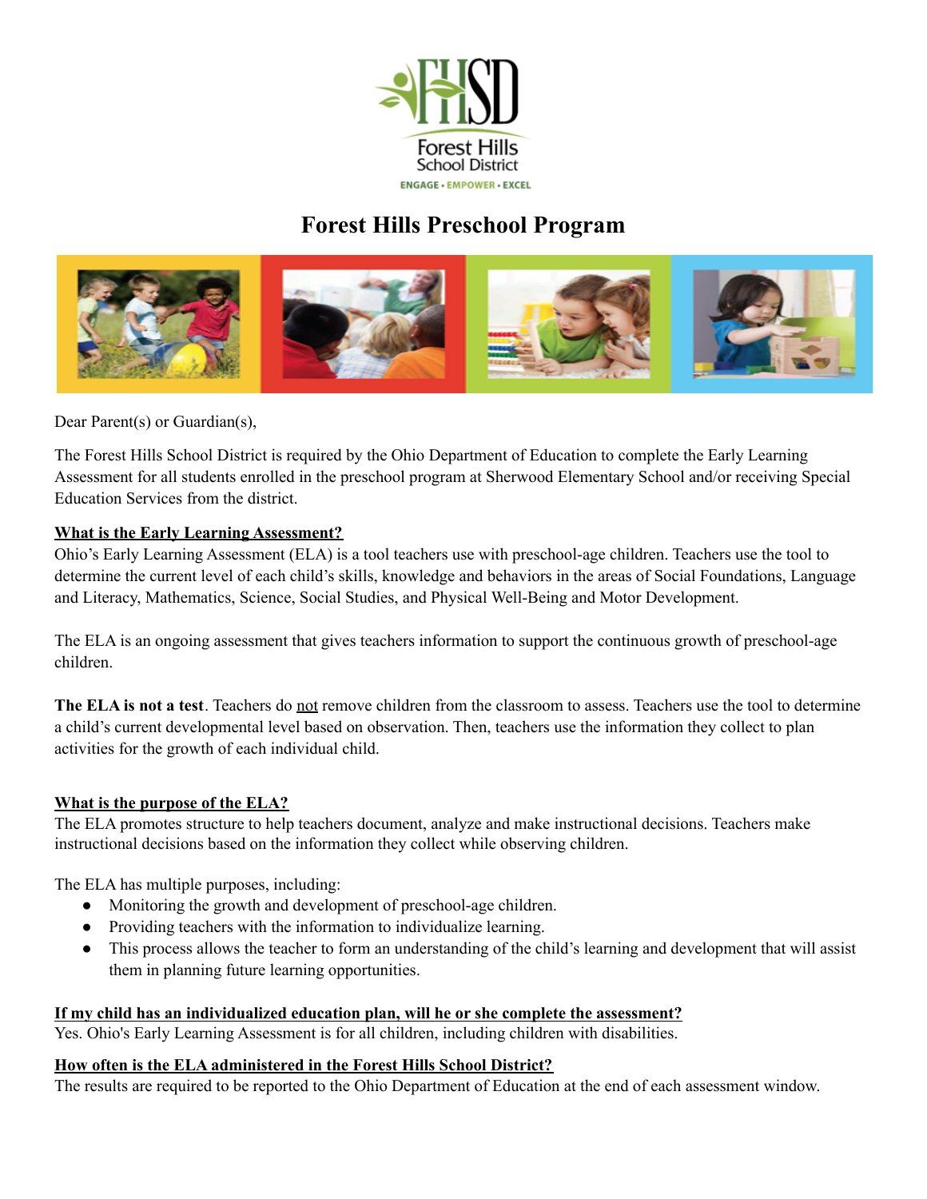# Forest Hills Preschool Program

Dear Parent(s) or Guardian(s),

The Forest Hills School District is required by the Ohio Department of Education to complete the Early Learning Assessment for all students enrolled in the preschool program at Sherwood Elementary School and/or receiving Special Education Services from the district.

**What is the Early Learning Assessment?**

Ohio's Early Learning Assessment (ELA) is a tool teachers use with preschool-age children. Teachers use the tool to determine the current level of each child's skills, knowledge and behaviors in the areas of Social Foundations, Language and Literacy, Mathematics, Science, Social Studies, and Physical Well-Being and Motor Development.

The ELA is an ongoing assessment that gives teachers information to support the continuous growth of preschool-age children.

**The ELA is not a test**. Teachers do not remove children from the classroom to assess. Teachers use the tool to determine a child's current developmental level based on observation. Then, teachers use the information they collect to plan activities for the growth of each individual child.

**What is the purpose of the ELA?**

The ELA promotes structure to help teachers document, analyze and make instructional decisions. Teachers make instructional decisions based on the information they collect while observing children.

The ELA has multiple purposes, including:

- Monitoring the growth and development of preschool-age children.
- Providing teachers with the information to individualize learning.
- This process allows the teacher to form an understanding of the child's learning and development that will assist them in planning future learning opportunities.

**If my child has an individualized education plan, will he or she complete the assessment?**

Yes. Ohio's Early Learning Assessment is for all children, including children with disabilities.

**How often is the ELA administered in the Forest Hills School District?**

The results are required to be reported to the Ohio Department of Education at the end of each assessment window.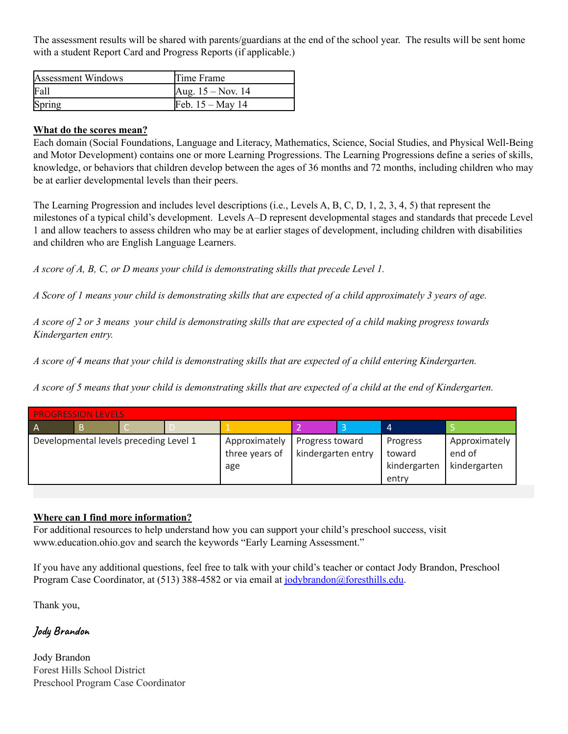The assessment results will be shared with parents/guardians at the end of the school year. The results will be sent home with a student Report Card and Progress Reports (if applicable.)

| Assessment Windows | Time Frame |
|---|---|
| Fall | Aug. 15 – Nov. 14 |
| Spring | Feb. 15 – May 14 |

**What do the scores mean?**

Each domain (Social Foundations, Language and Literacy, Mathematics, Science, Social Studies, and Physical Well-Being and Motor Development) contains one or more Learning Progressions. The Learning Progressions define a series of skills, knowledge, or behaviors that children develop between the ages of 36 months and 72 months, including children who may be at earlier developmental levels than their peers.

The Learning Progression and includes level descriptions (i.e., Levels A, B, C, D, 1, 2, 3, 4, 5) that represent the milestones of a typical child's development. Levels A–D represent developmental stages and standards that precede Level 1 and allow teachers to assess children who may be at earlier stages of development, including children with disabilities and children who are English Language Learners.

*A score of A, B, C, or D means your child is demonstrating skills that precede Level 1.*

*A Score of 1 means your child is demonstrating skills that are expected of a child approximately 3 years of age.*

*A score of 2 or 3 means your child is demonstrating skills that are expected of a child making progress towards Kindergarten entry.*

*A score of 4 means that your child is demonstrating skills that are expected of a child entering Kindergarten.*

*A score of 5 means that your child is demonstrating skills that are expected of a child at the end of Kindergarten.*

| PROGRESSION LEVELS | | | | | | | | |
|---|---|---|---|---|---|---|---|---|
| A | B | C | D | 1 | 2 | 3 | 4 | 5 |
| Developmental levels preceding Level 1 | | | | Approximately three years of age | Progress toward kindergarten entry | | Progress toward kindergarten entry | Approximately end of kindergarten |

**Where can I find more information?**

For additional resources to help understand how you can support your child's preschool success, visit www.education.ohio.gov and search the keywords "Early Learning Assessment."

If you have any additional questions, feel free to talk with your child's teacher or contact Jody Brandon, Preschool Program Case Coordinator, at (513) 388-4582 or via email at jodybrandon@foresthills.edu.

Thank you,

*Jody Brandon*

Jody Brandon
Forest Hills School District
Preschool Program Case Coordinator